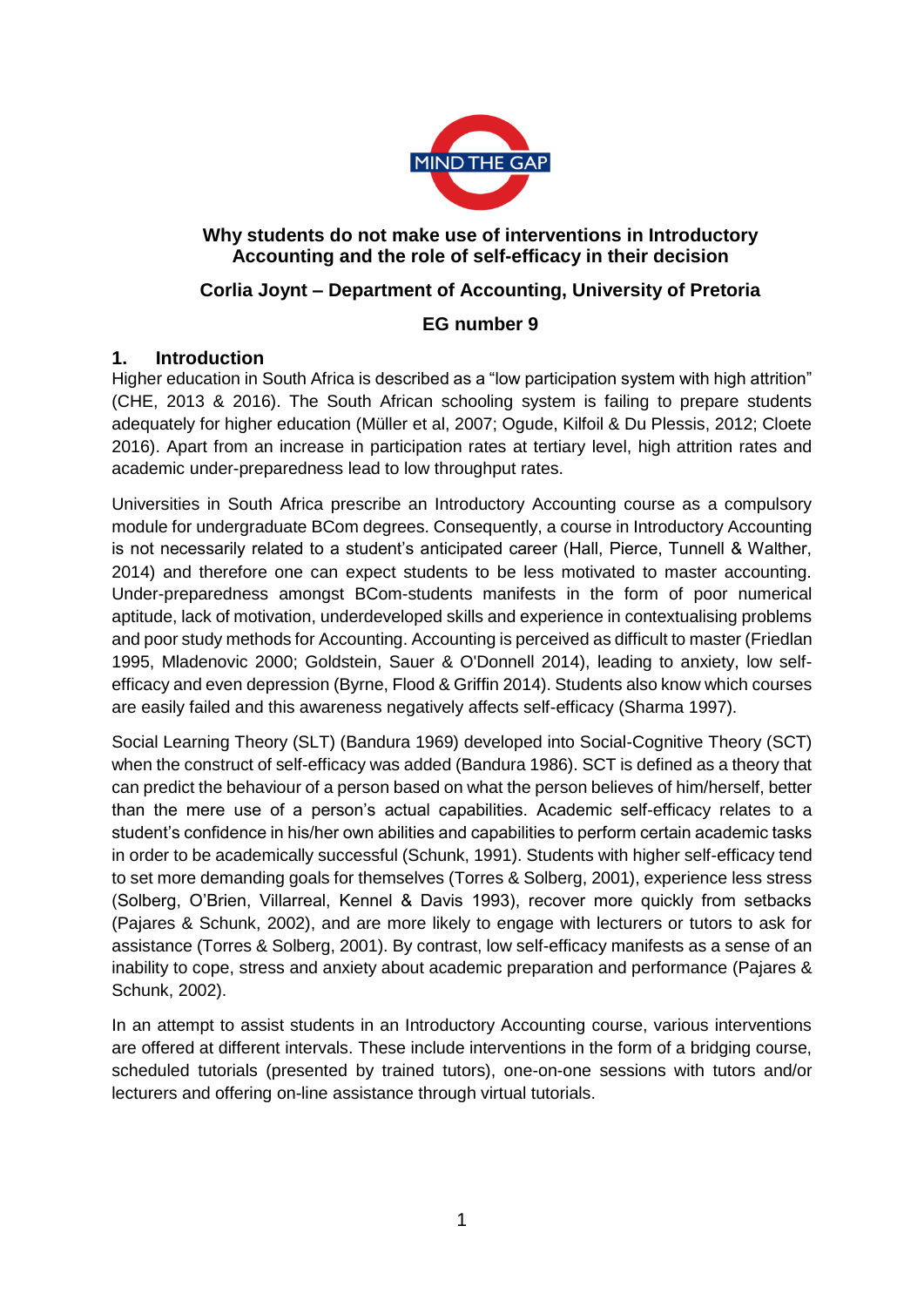**Why students do not make use of interventions in Introductory Accounting and the role of self-efficacy in their decision**

**Corlia Joynt – Department of Accounting, University of Pretoria**

**EG number 9**

## 1. Introduction

Higher education in South Africa is described as a "low participation system with high attrition" (CHE, 2013 & 2016). The South African schooling system is failing to prepare students adequately for higher education (Müller et al, 2007; Ogude, Kilfoil & Du Plessis, 2012; Cloete 2016). Apart from an increase in participation rates at tertiary level, high attrition rates and academic under-preparedness lead to low throughput rates.

Universities in South Africa prescribe an Introductory Accounting course as a compulsory module for undergraduate BCom degrees. Consequently, a course in Introductory Accounting is not necessarily related to a student's anticipated career (Hall, Pierce, Tunnell & Walther, 2014) and therefore one can expect students to be less motivated to master accounting. Under-preparedness amongst BCom-students manifests in the form of poor numerical aptitude, lack of motivation, underdeveloped skills and experience in contextualising problems and poor study methods for Accounting. Accounting is perceived as difficult to master (Friedlan 1995, Mladenovic 2000; Goldstein, Sauer & O'Donnell 2014), leading to anxiety, low self-efficacy and even depression (Byrne, Flood & Griffin 2014). Students also know which courses are easily failed and this awareness negatively affects self-efficacy (Sharma 1997).

Social Learning Theory (SLT) (Bandura 1969) developed into Social-Cognitive Theory (SCT) when the construct of self-efficacy was added (Bandura 1986). SCT is defined as a theory that can predict the behaviour of a person based on what the person believes of him/herself, better than the mere use of a person's actual capabilities. Academic self-efficacy relates to a student's confidence in his/her own abilities and capabilities to perform certain academic tasks in order to be academically successful (Schunk, 1991). Students with higher self-efficacy tend to set more demanding goals for themselves (Torres & Solberg, 2001), experience less stress (Solberg, O'Brien, Villarreal, Kennel & Davis 1993), recover more quickly from setbacks (Pajares & Schunk, 2002), and are more likely to engage with lecturers or tutors to ask for assistance (Torres & Solberg, 2001). By contrast, low self-efficacy manifests as a sense of an inability to cope, stress and anxiety about academic preparation and performance (Pajares & Schunk, 2002).

In an attempt to assist students in an Introductory Accounting course, various interventions are offered at different intervals. These include interventions in the form of a bridging course, scheduled tutorials (presented by trained tutors), one-on-one sessions with tutors and/or lecturers and offering on-line assistance through virtual tutorials.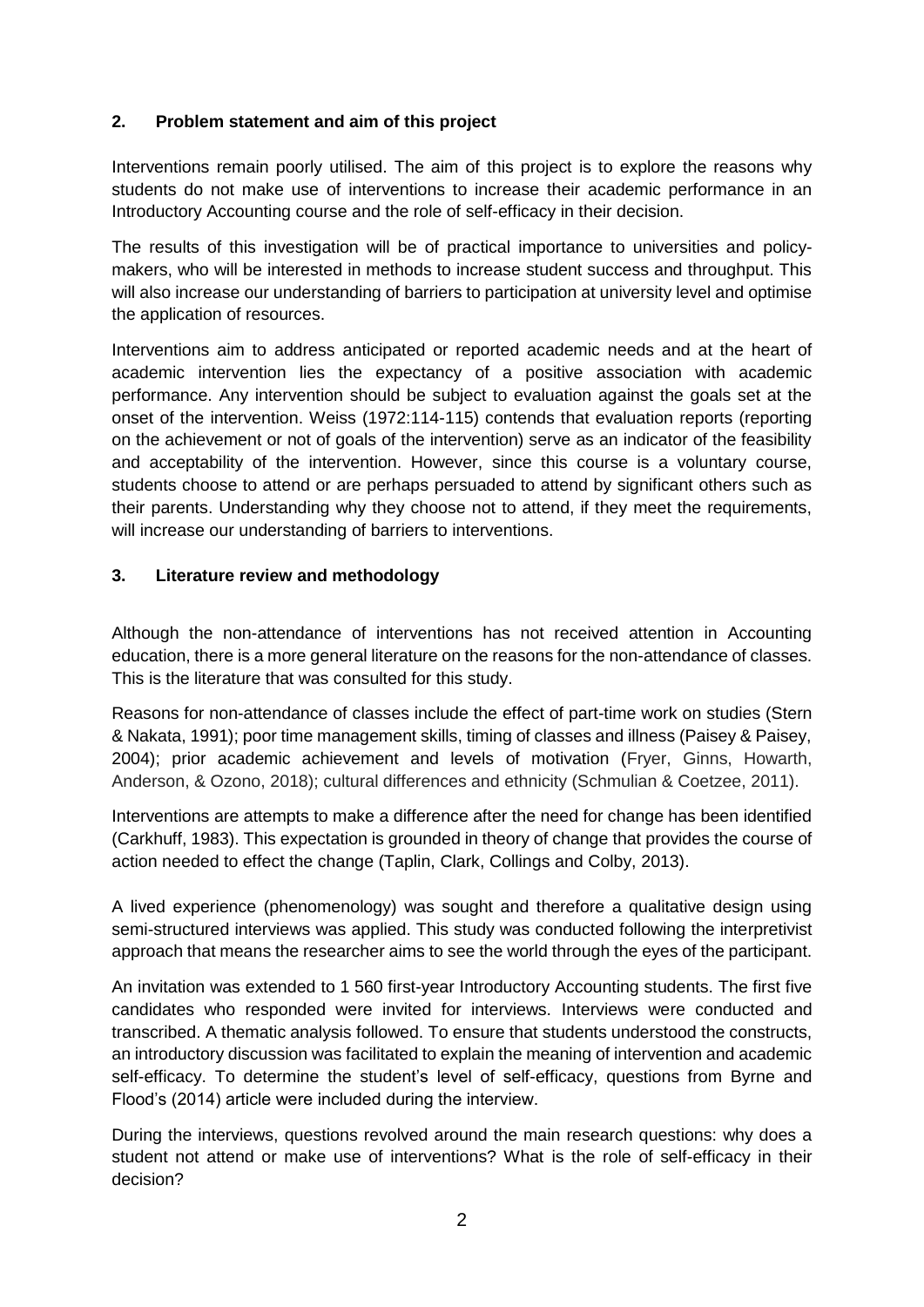## 2. Problem statement and aim of this project

Interventions remain poorly utilised. The aim of this project is to explore the reasons why students do not make use of interventions to increase their academic performance in an Introductory Accounting course and the role of self-efficacy in their decision.

The results of this investigation will be of practical importance to universities and policy-makers, who will be interested in methods to increase student success and throughput. This will also increase our understanding of barriers to participation at university level and optimise the application of resources.

Interventions aim to address anticipated or reported academic needs and at the heart of academic intervention lies the expectancy of a positive association with academic performance. Any intervention should be subject to evaluation against the goals set at the onset of the intervention. Weiss (1972:114-115) contends that evaluation reports (reporting on the achievement or not of goals of the intervention) serve as an indicator of the feasibility and acceptability of the intervention. However, since this course is a voluntary course, students choose to attend or are perhaps persuaded to attend by significant others such as their parents. Understanding why they choose not to attend, if they meet the requirements, will increase our understanding of barriers to interventions.

## 3. Literature review and methodology

Although the non-attendance of interventions has not received attention in Accounting education, there is a more general literature on the reasons for the non-attendance of classes. This is the literature that was consulted for this study.

Reasons for non-attendance of classes include the effect of part-time work on studies (Stern & Nakata, 1991); poor time management skills, timing of classes and illness (Paisey & Paisey, 2004); prior academic achievement and levels of motivation (Fryer, Ginns, Howarth, Anderson, & Ozono, 2018); cultural differences and ethnicity (Schmulian & Coetzee, 2011).

Interventions are attempts to make a difference after the need for change has been identified (Carkhuff, 1983). This expectation is grounded in theory of change that provides the course of action needed to effect the change (Taplin, Clark, Collings and Colby, 2013).

A lived experience (phenomenology) was sought and therefore a qualitative design using semi-structured interviews was applied. This study was conducted following the interpretivist approach that means the researcher aims to see the world through the eyes of the participant.

An invitation was extended to 1 560 first-year Introductory Accounting students. The first five candidates who responded were invited for interviews. Interviews were conducted and transcribed. A thematic analysis followed. To ensure that students understood the constructs, an introductory discussion was facilitated to explain the meaning of intervention and academic self-efficacy. To determine the student's level of self-efficacy, questions from Byrne and Flood's (2014) article were included during the interview.

During the interviews, questions revolved around the main research questions: why does a student not attend or make use of interventions? What is the role of self-efficacy in their decision?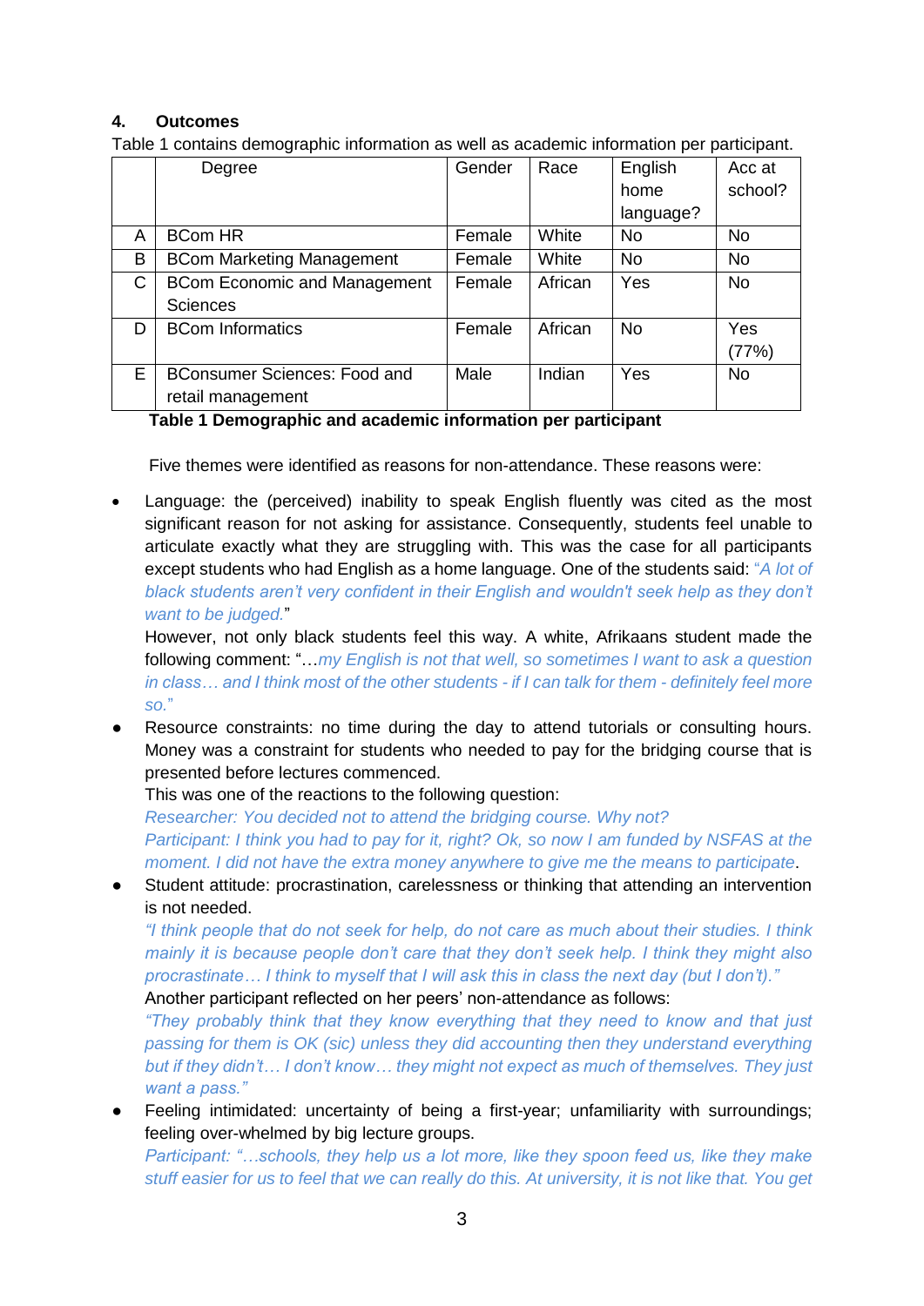## 4. Outcomes

Table 1 contains demographic information as well as academic information per participant.

| | Degree | Gender | Race | English home language? | Acc at school? |
|---|---|---|---|---|---|
| A | BCom HR | Female | White | No | No |
| B | BCom Marketing Management | Female | White | No | No |
| C | BCom Economic and Management Sciences | Female | African | Yes | No |
| D | BCom Informatics | Female | African | No | Yes (77%) |
| E | BConsumer Sciences: Food and retail management | Male | Indian | Yes | No |

**Table 1 Demographic and academic information per participant**

Five themes were identified as reasons for non-attendance. These reasons were:

- Language: the (perceived) inability to speak English fluently was cited as the most significant reason for not asking for assistance. Consequently, students feel unable to articulate exactly what they are struggling with. This was the case for all participants except students who had English as a home language. One of the students said: *"A lot of black students aren't very confident in their English and wouldn't seek help as they don't want to be judged.*"
  However, not only black students feel this way. A white, Afrikaans student made the following comment: "…*my English is not that well, so sometimes I want to ask a question in class… and I think most of the other students - if I can talk for them - definitely feel more so."*
- Resource constraints: no time during the day to attend tutorials or consulting hours. Money was a constraint for students who needed to pay for the bridging course that is presented before lectures commenced.
  This was one of the reactions to the following question:
  *Researcher: You decided not to attend the bridging course. Why not?*
  *Participant: I think you had to pay for it, right? Ok, so now I am funded by NSFAS at the moment. I did not have the extra money anywhere to give me the means to participate*.
- Student attitude: procrastination, carelessness or thinking that attending an intervention is not needed.
  *"I think people that do not seek for help, do not care as much about their studies. I think mainly it is because people don't care that they don't seek help. I think they might also procrastinate… I think to myself that I will ask this in class the next day (but I don't)."*
  Another participant reflected on her peers' non-attendance as follows:
  *"They probably think that they know everything that they need to know and that just passing for them is OK (sic) unless they did accounting then they understand everything but if they didn't… I don't know… they might not expect as much of themselves. They just want a pass."*
- Feeling intimidated: uncertainty of being a first-year; unfamiliarity with surroundings; feeling over-whelmed by big lecture groups.
  *Participant: "…schools, they help us a lot more, like they spoon feed us, like they make stuff easier for us to feel that we can really do this. At university, it is not like that. You get*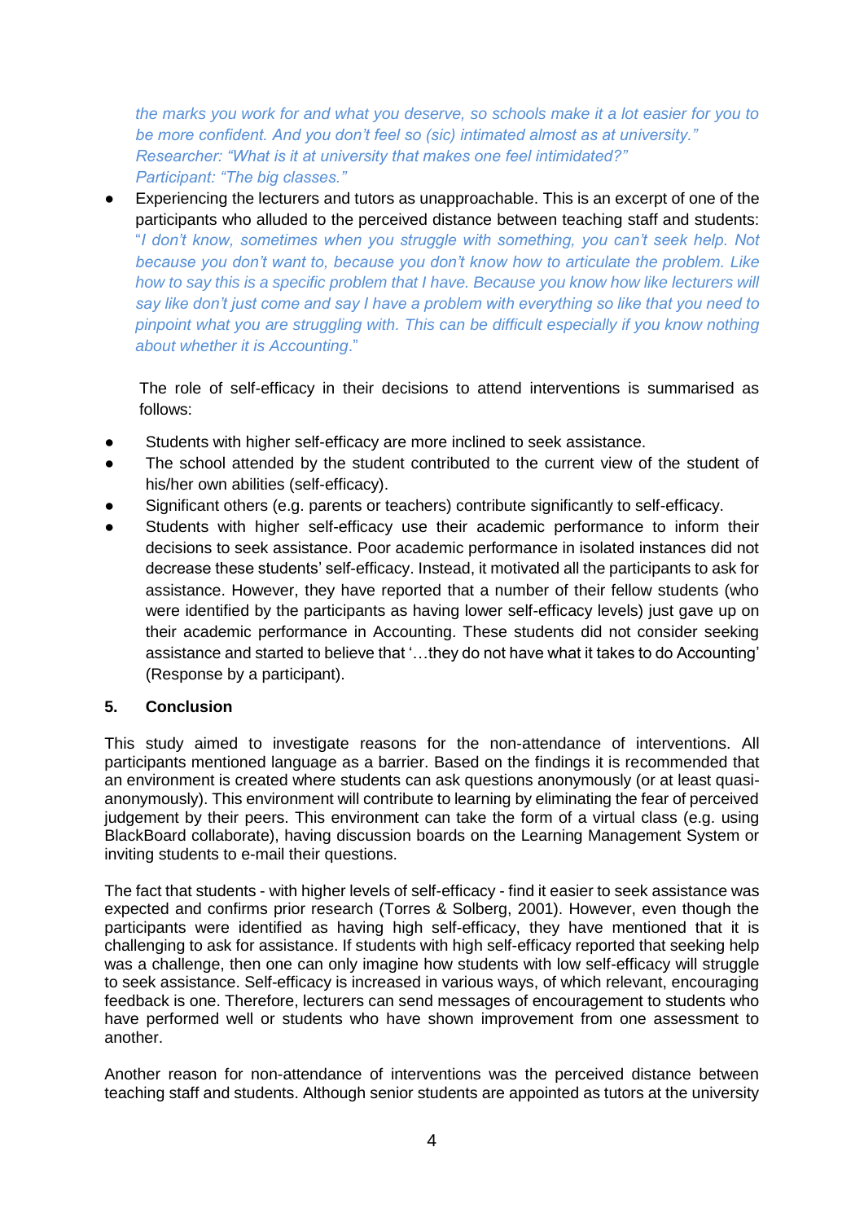*the marks you work for and what you deserve, so schools make it a lot easier for you to be more confident. And you don't feel so (sic) intimated almost as at university."*
*Researcher: "What is it at university that makes one feel intimidated?"*
*Participant: "The big classes."*

- Experiencing the lecturers and tutors as unapproachable. This is an excerpt of one of the participants who alluded to the perceived distance between teaching staff and students: "*I don't know, sometimes when you struggle with something, you can't seek help. Not because you don't want to, because you don't know how to articulate the problem. Like how to say this is a specific problem that I have. Because you know how like lecturers will say like don't just come and say I have a problem with everything so like that you need to pinpoint what you are struggling with. This can be difficult especially if you know nothing about whether it is Accounting*."

The role of self-efficacy in their decisions to attend interventions is summarised as follows:

- Students with higher self-efficacy are more inclined to seek assistance.
- The school attended by the student contributed to the current view of the student of his/her own abilities (self-efficacy).
- Significant others (e.g. parents or teachers) contribute significantly to self-efficacy.
- Students with higher self-efficacy use their academic performance to inform their decisions to seek assistance. Poor academic performance in isolated instances did not decrease these students' self-efficacy. Instead, it motivated all the participants to ask for assistance. However, they have reported that a number of their fellow students (who were identified by the participants as having lower self-efficacy levels) just gave up on their academic performance in Accounting. These students did not consider seeking assistance and started to believe that '…they do not have what it takes to do Accounting' (Response by a participant).

## 5. Conclusion

This study aimed to investigate reasons for the non-attendance of interventions. All participants mentioned language as a barrier. Based on the findings it is recommended that an environment is created where students can ask questions anonymously (or at least quasi-anonymously). This environment will contribute to learning by eliminating the fear of perceived judgement by their peers. This environment can take the form of a virtual class (e.g. using BlackBoard collaborate), having discussion boards on the Learning Management System or inviting students to e-mail their questions.

The fact that students - with higher levels of self-efficacy - find it easier to seek assistance was expected and confirms prior research (Torres & Solberg, 2001). However, even though the participants were identified as having high self-efficacy, they have mentioned that it is challenging to ask for assistance. If students with high self-efficacy reported that seeking help was a challenge, then one can only imagine how students with low self-efficacy will struggle to seek assistance. Self-efficacy is increased in various ways, of which relevant, encouraging feedback is one. Therefore, lecturers can send messages of encouragement to students who have performed well or students who have shown improvement from one assessment to another.

Another reason for non-attendance of interventions was the perceived distance between teaching staff and students. Although senior students are appointed as tutors at the university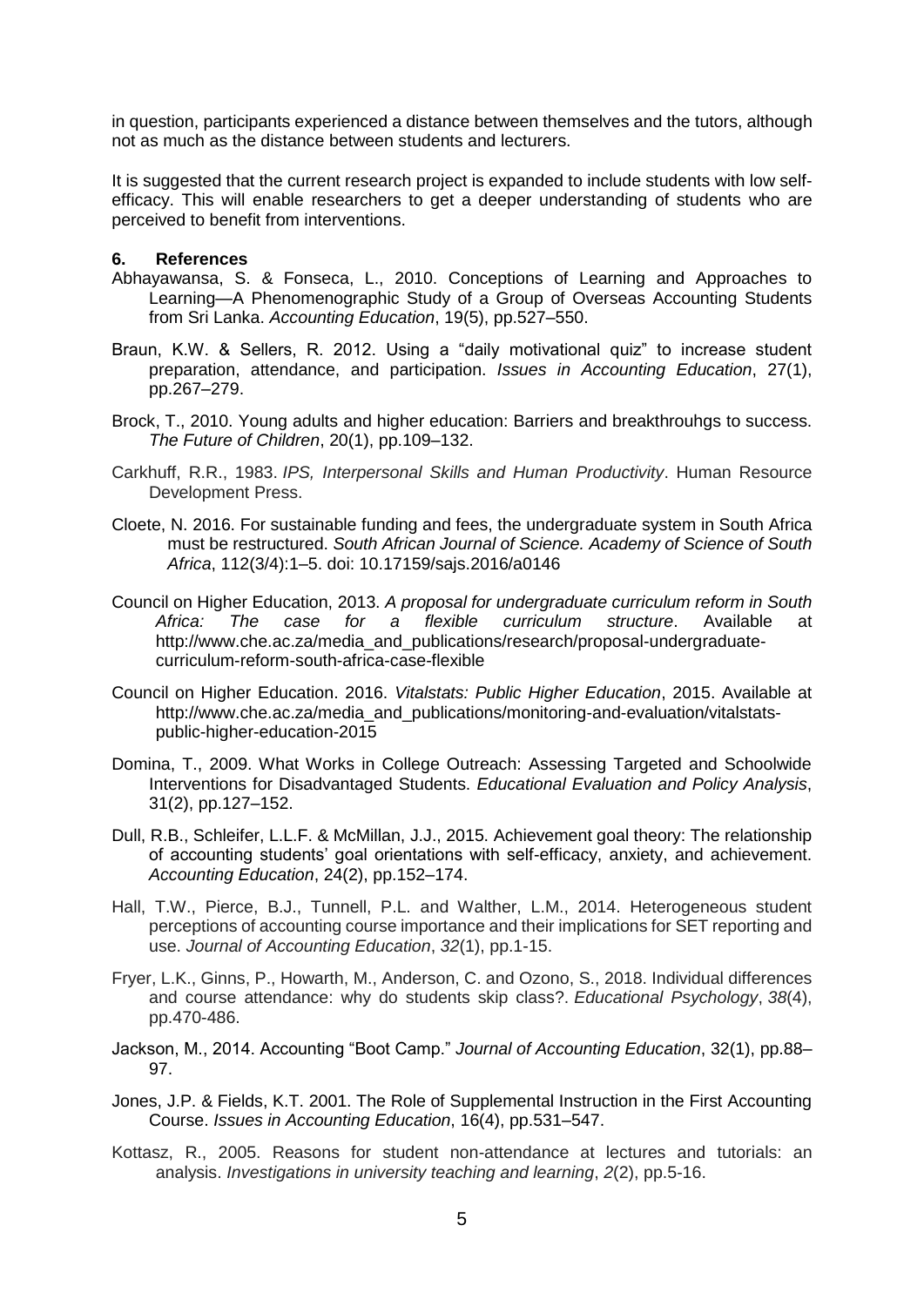in question, participants experienced a distance between themselves and the tutors, although not as much as the distance between students and lecturers.

It is suggested that the current research project is expanded to include students with low self-efficacy. This will enable researchers to get a deeper understanding of students who are perceived to benefit from interventions.

## 6. References

Abhayawansa, S. & Fonseca, L., 2010. Conceptions of Learning and Approaches to Learning—A Phenomenographic Study of a Group of Overseas Accounting Students from Sri Lanka. *Accounting Education*, 19(5), pp.527–550.

Braun, K.W. & Sellers, R. 2012. Using a "daily motivational quiz" to increase student preparation, attendance, and participation. *Issues in Accounting Education*, 27(1), pp.267–279.

Brock, T., 2010. Young adults and higher education: Barriers and breakthrouhgs to success. *The Future of Children*, 20(1), pp.109–132.

Carkhuff, R.R., 1983. *IPS, Interpersonal Skills and Human Productivity*. Human Resource Development Press.

Cloete, N. 2016. For sustainable funding and fees, the undergraduate system in South Africa must be restructured. *South African Journal of Science. Academy of Science of South Africa*, 112(3/4):1–5. doi: 10.17159/sajs.2016/a0146

Council on Higher Education, 2013. *A proposal for undergraduate curriculum reform in South Africa: The case for a flexible curriculum structure*. Available at http://www.che.ac.za/media_and_publications/research/proposal-undergraduate-curriculum-reform-south-africa-case-flexible

Council on Higher Education. 2016. *Vitalstats: Public Higher Education*, 2015. Available at http://www.che.ac.za/media_and_publications/monitoring-and-evaluation/vitalstats-public-higher-education-2015

Domina, T., 2009. What Works in College Outreach: Assessing Targeted and Schoolwide Interventions for Disadvantaged Students. *Educational Evaluation and Policy Analysis*, 31(2), pp.127–152.

Dull, R.B., Schleifer, L.L.F. & McMillan, J.J., 2015. Achievement goal theory: The relationship of accounting students' goal orientations with self-efficacy, anxiety, and achievement. *Accounting Education*, 24(2), pp.152–174.

Hall, T.W., Pierce, B.J., Tunnell, P.L. and Walther, L.M., 2014. Heterogeneous student perceptions of accounting course importance and their implications for SET reporting and use. *Journal of Accounting Education*, *32*(1), pp.1-15.

Fryer, L.K., Ginns, P., Howarth, M., Anderson, C. and Ozono, S., 2018. Individual differences and course attendance: why do students skip class?. *Educational Psychology*, *38*(4), pp.470-486.

Jackson, M., 2014. Accounting "Boot Camp." *Journal of Accounting Education*, 32(1), pp.88–97.

Jones, J.P. & Fields, K.T. 2001. The Role of Supplemental Instruction in the First Accounting Course. *Issues in Accounting Education*, 16(4), pp.531–547.

Kottasz, R., 2005. Reasons for student non-attendance at lectures and tutorials: an analysis. *Investigations in university teaching and learning*, *2*(2), pp.5-16.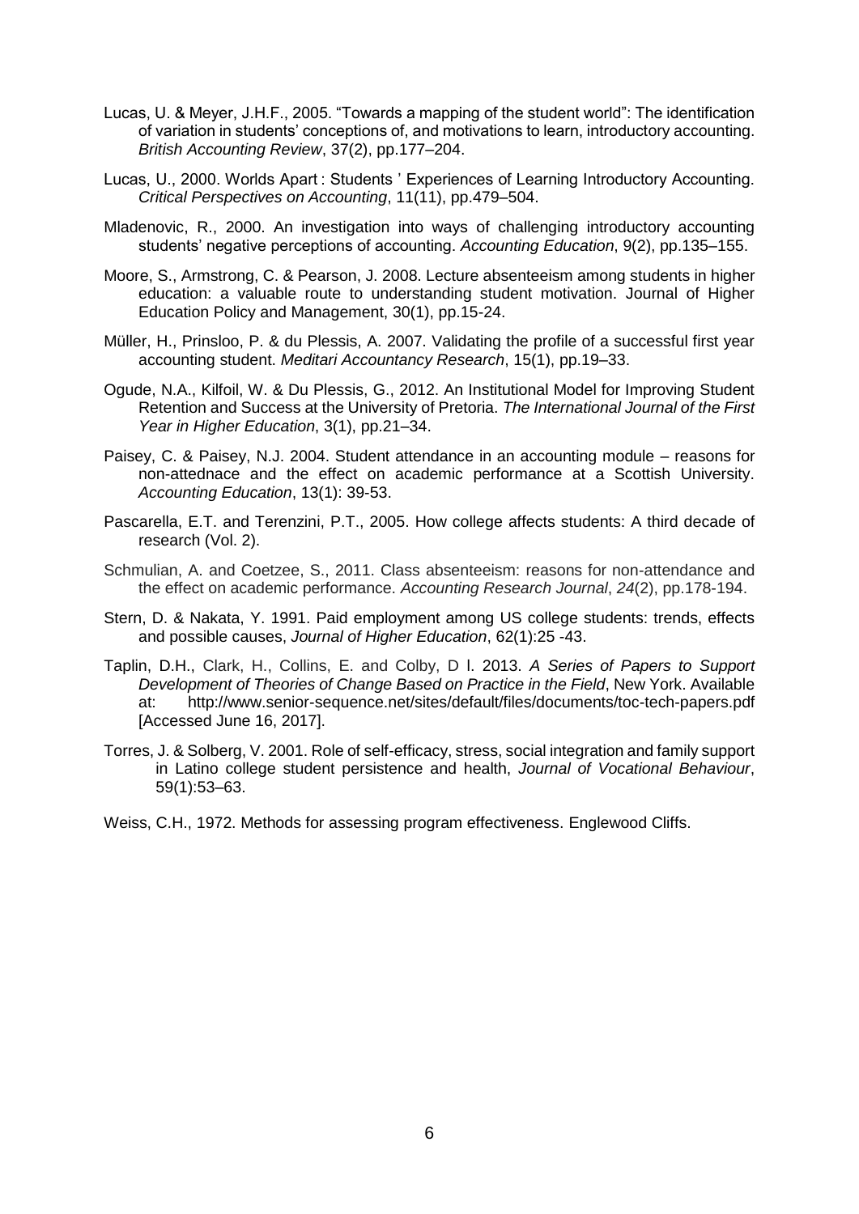Lucas, U. & Meyer, J.H.F., 2005. "Towards a mapping of the student world": The identification of variation in students' conceptions of, and motivations to learn, introductory accounting. *British Accounting Review*, 37(2), pp.177–204.

Lucas, U., 2000. Worlds Apart : Students ' Experiences of Learning Introductory Accounting. *Critical Perspectives on Accounting*, 11(11), pp.479–504.

Mladenovic, R., 2000. An investigation into ways of challenging introductory accounting students' negative perceptions of accounting. *Accounting Education*, 9(2), pp.135–155.

Moore, S., Armstrong, C. & Pearson, J. 2008. Lecture absenteeism among students in higher education: a valuable route to understanding student motivation. Journal of Higher Education Policy and Management, 30(1), pp.15-24.

Müller, H., Prinsloo, P. & du Plessis, A. 2007. Validating the profile of a successful first year accounting student. *Meditari Accountancy Research*, 15(1), pp.19–33.

Ogude, N.A., Kilfoil, W. & Du Plessis, G., 2012. An Institutional Model for Improving Student Retention and Success at the University of Pretoria. *The International Journal of the First Year in Higher Education*, 3(1), pp.21–34.

Paisey, C. & Paisey, N.J. 2004. Student attendance in an accounting module – reasons for non-attednace and the effect on academic performance at a Scottish University. *Accounting Education*, 13(1): 39-53.

Pascarella, E.T. and Terenzini, P.T., 2005. How college affects students: A third decade of research (Vol. 2).

Schmulian, A. and Coetzee, S., 2011. Class absenteeism: reasons for non-attendance and the effect on academic performance. *Accounting Research Journal*, *24*(2), pp.178-194.

Stern, D. & Nakata, Y. 1991. Paid employment among US college students: trends, effects and possible causes, *Journal of Higher Education*, 62(1):25 -43.

Taplin, D.H., Clark, H., Collins, E. and Colby, D l. 2013. *A Series of Papers to Support Development of Theories of Change Based on Practice in the Field*, New York. Available at: http://www.senior-sequence.net/sites/default/files/documents/toc-tech-papers.pdf [Accessed June 16, 2017].

Torres, J. & Solberg, V. 2001. Role of self-efficacy, stress, social integration and family support in Latino college student persistence and health, *Journal of Vocational Behaviour*, 59(1):53–63.

Weiss, C.H., 1972. Methods for assessing program effectiveness. Englewood Cliffs.